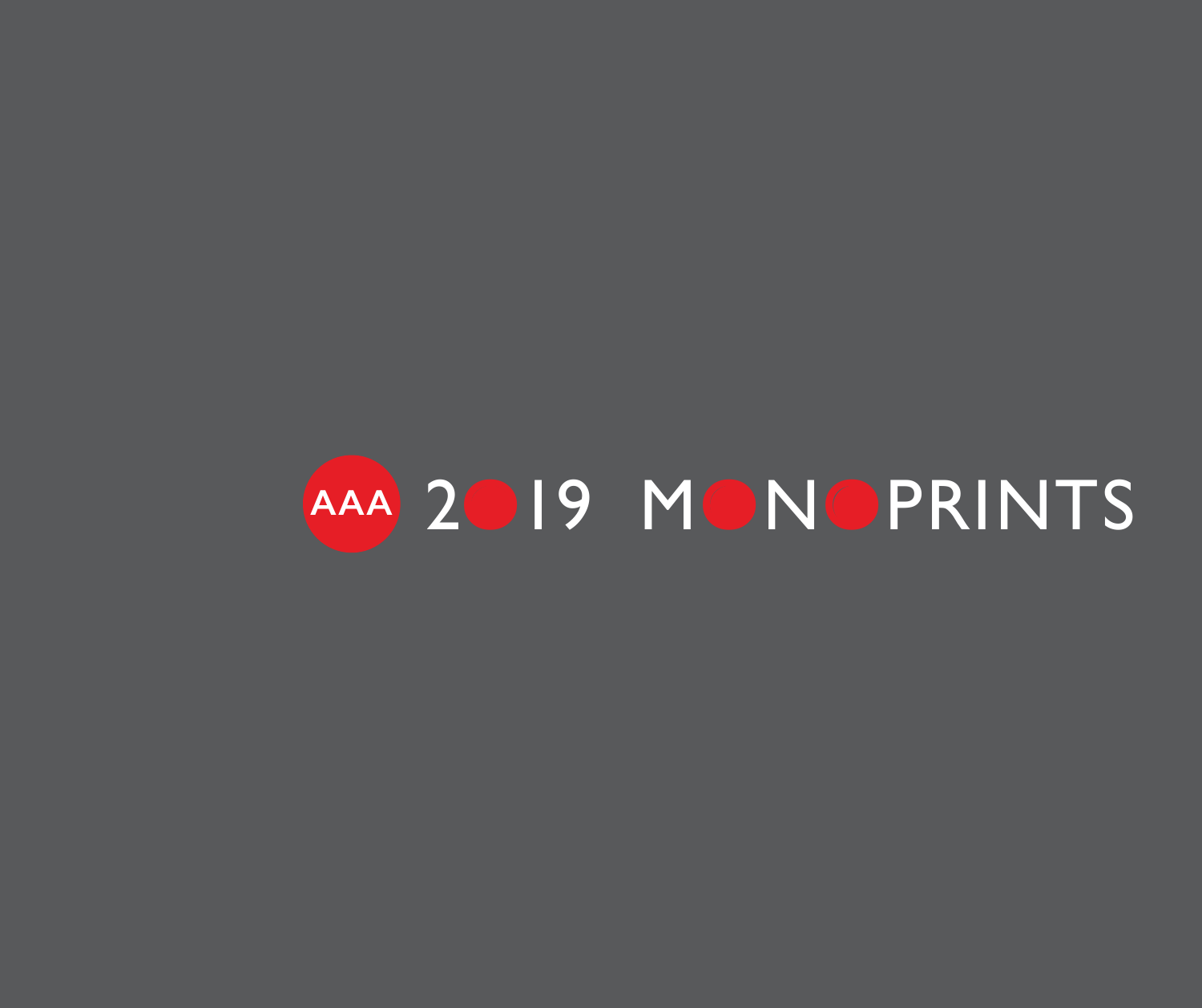# AAA 2019 MONOPRINTS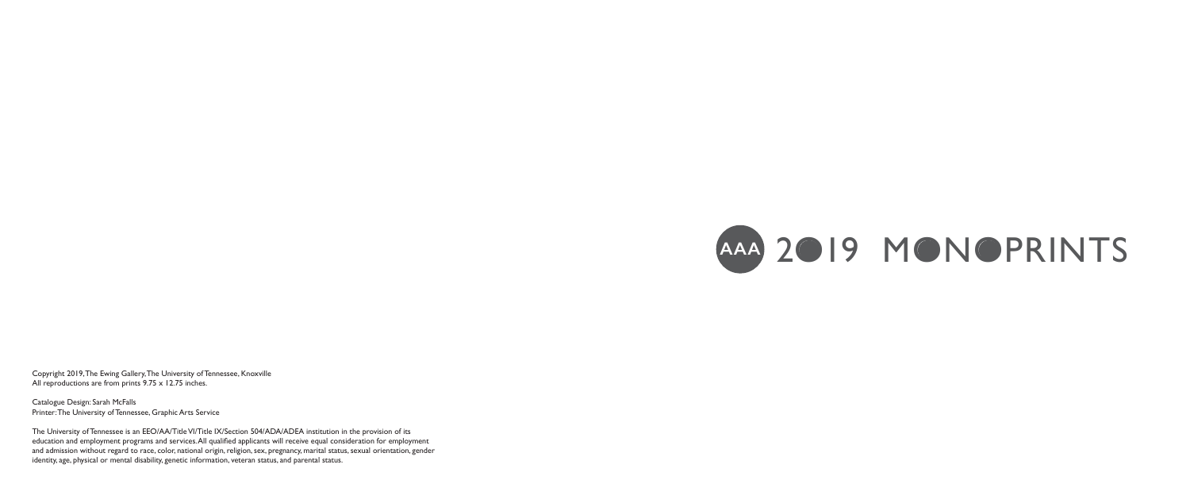# AAA 2019 MONOPRINTS

Copyright 2019, The Ewing Gallery, The University of Tennessee, Knoxville
All reproductions are from prints 9.75 x 12.75 inches.

Catalogue Design: Sarah McFalls
Printer: The University of Tennessee, Graphic Arts Service

The University of Tennessee is an EEO/AA/Title VI/Title IX/Section 504/ADA/ADEA institution in the provision of its education and employment programs and services. All qualified applicants will receive equal consideration for employment and admission without regard to race, color, national origin, religion, sex, pregnancy, marital status, sexual orientation, gender identity, age, physical or mental disability, genetic information, veteran status, and parental status.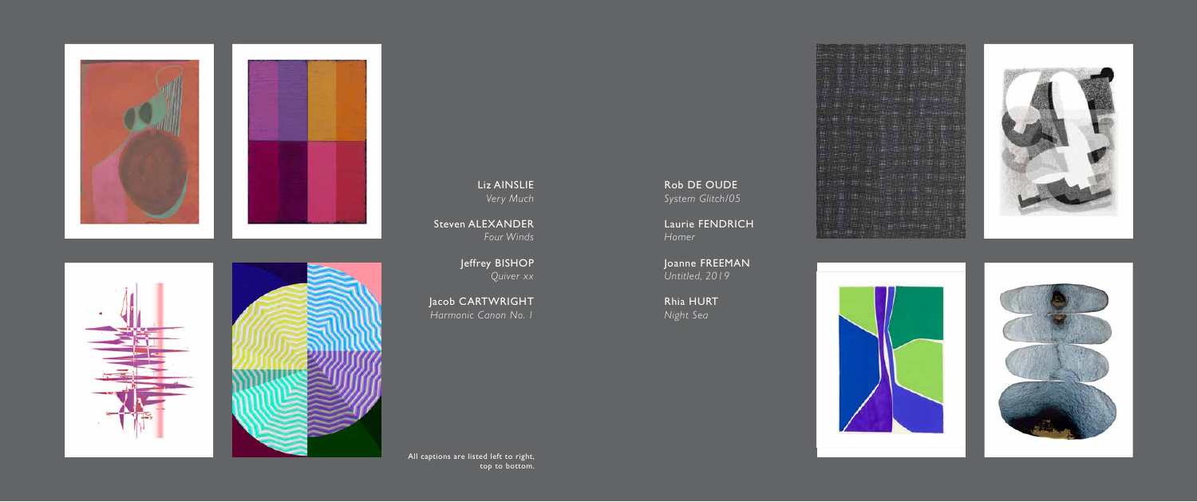Liz AINSLIE
*Very Much*

Steven ALEXANDER
*Four Winds*

Jeffrey BISHOP
*Quiver xx*

Jacob CARTWRIGHT
*Harmonic Canon No. 1*

Rob DE OUDE
*System Glitch/05*

Laurie FENDRICH
*Homer*

Joanne FREEMAN
*Untitled, 2019*

Rhia HURT
*Night Sea*

All captions are listed left to right, top to bottom.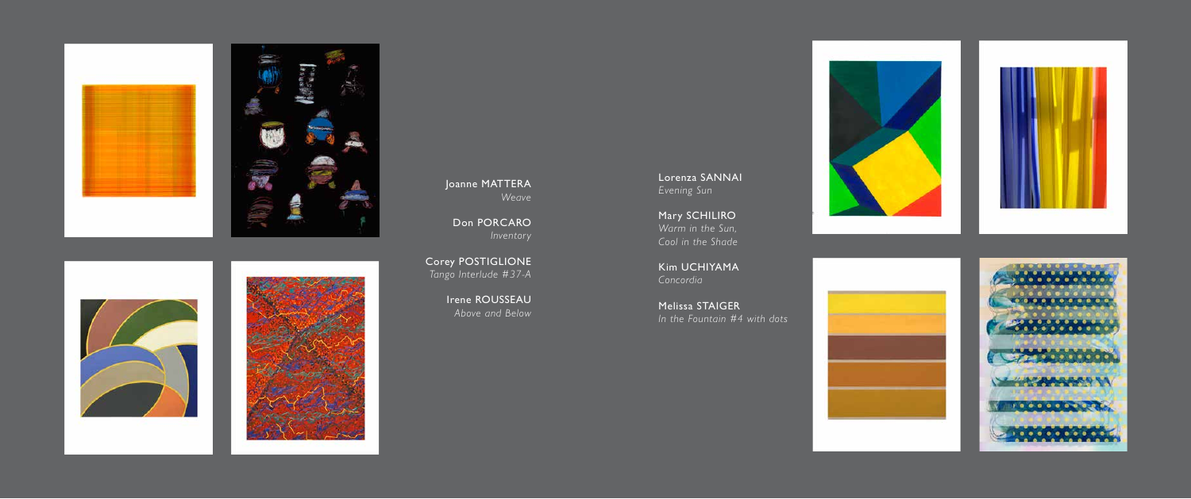Joanne MATTERA
*Weave*

Don PORCARO
*Inventory*

Corey POSTIGLIONE
*Tango Interlude #37-A*

Irene ROUSSEAU
*Above and Below*

Lorenza SANNAI
*Evening Sun*

Mary SCHILIRO
*Warm in the Sun, Cool in the Shade*

Kim UCHIYAMA
*Concordia*

Melissa STAIGER
*In the Fountain #4 with dots*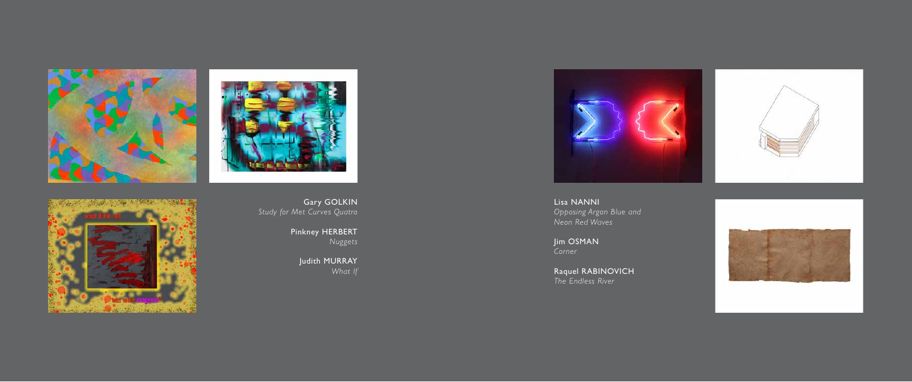Gary GOLKIN
*Study for Met Curves Quatro*

Pinkney HERBERT
*Nuggets*

Judith MURRAY
*What If*

Lisa NANNI
*Opposing Argon Blue and Neon Red Waves*

Jim OSMAN
*Corner*

Raquel RABINOVICH
*The Endless River*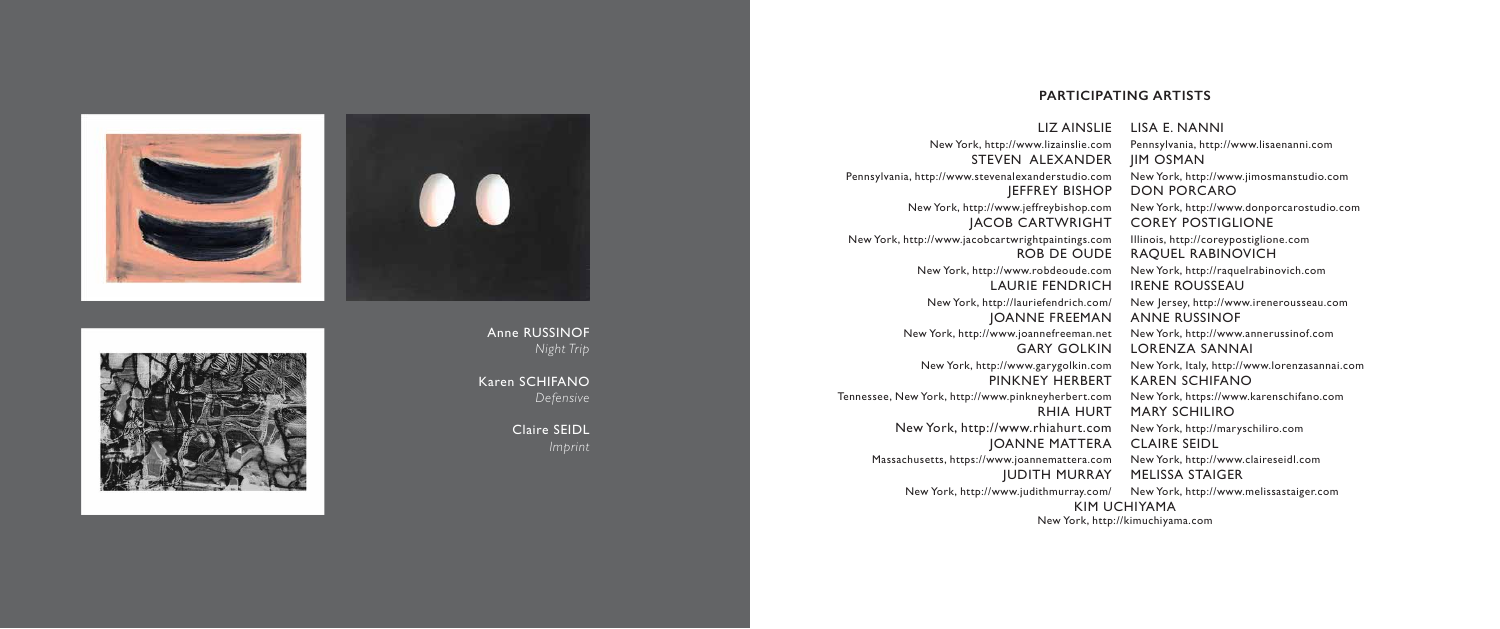Anne RUSSINOF
*Night Trip*

Karen SCHIFANO
*Defensive*

Claire SEIDL
*Imprint*

## PARTICIPATING ARTISTS

LIZ AINSLIE
New York, http://www.lizainslie.com

STEVEN ALEXANDER
Pennsylvania, http://www.stevenalexanderstudio.com

JEFFREY BISHOP
New York, http://www.jeffreybishop.com

JACOB CARTWRIGHT
New York, http://www.jacobcartwrightpaintings.com

ROB DE OUDE
New York, http://www.robdeoude.com

LAURIE FENDRICH
New York, http://lauriefendrich.com/

JOANNE FREEMAN
New York, http://www.joannefreeman.net

GARY GOLKIN
New York, http://www.garygolkin.com

PINKNEY HERBERT
Tennessee, New York, http://www.pinkneyherbert.com

RHIA HURT
New York, http://www.rhiahurt.com

JOANNE MATTERA
Massachusetts, https://www.joannemattera.com

JUDITH MURRAY
New York, http://www.judithmurray.com/

LISA E. NANNI
Pennsylvania, http://www.lisaenanni.com

JIM OSMAN
New York, http://www.jimosmanstudio.com

DON PORCARO
New York, http://www.donporcarostudio.com

COREY POSTIGLIONE
Illinois, http://coreypostiglione.com

RAQUEL RABINOVICH
New York, http://raquelrabinovich.com

IRENE ROUSSEAU
New Jersey, http://www.irenerousseau.com

ANNE RUSSINOF
New York, http://www.annerussinof.com

LORENZA SANNAI
New York, Italy, http://www.lorenzasannai.com

KAREN SCHIFANO
New York, https://www.karenschifano.com

MARY SCHILIRO
New York, http://maryschiliro.com

CLAIRE SEIDL
New York, http://www.claireseidl.com

MELISSA STAIGER
New York, http://www.melissastaiger.com

KIM UCHIYAMA
New York, http://kimuchiyama.com